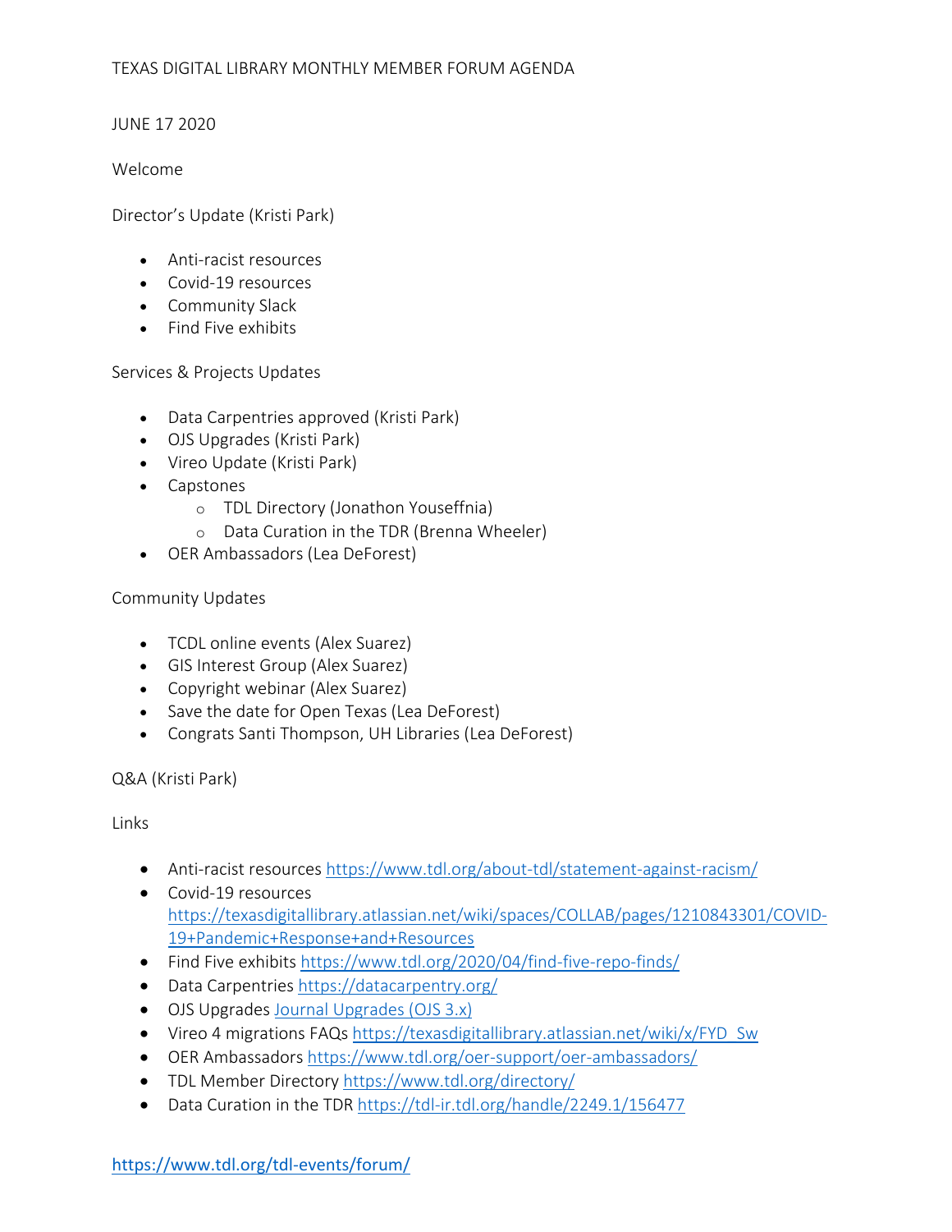# TEXAS DIGITAL LIBRARY MONTHLY MEMBER FORUM AGENDA

JUNE 17 2020

Welcome

Director's Update (Kristi Park)

- Anti-racist resources
- Covid-19 resources
- Community Slack
- Find Five exhibits

Services & Projects Updates

- Data Carpentries approved (Kristi Park)
- OJS Upgrades (Kristi Park)
- Vireo Update (Kristi Park)
- Capstones
  - TDL Directory (Jonathon Youseffnia)
  - Data Curation in the TDR (Brenna Wheeler)
- OER Ambassadors (Lea DeForest)

Community Updates

- TCDL online events (Alex Suarez)
- GIS Interest Group (Alex Suarez)
- Copyright webinar (Alex Suarez)
- Save the date for Open Texas (Lea DeForest)
- Congrats Santi Thompson, UH Libraries (Lea DeForest)

Q&A (Kristi Park)

Links

- Anti-racist resources https://www.tdl.org/about-tdl/statement-against-racism/
- Covid-19 resources https://texasdigitallibrary.atlassian.net/wiki/spaces/COLLAB/pages/1210843301/COVID-19+Pandemic+Response+and+Resources
- Find Five exhibits https://www.tdl.org/2020/04/find-five-repo-finds/
- Data Carpentries https://datacarpentry.org/
- OJS Upgrades Journal Upgrades (OJS 3.x)
- Vireo 4 migrations FAQs https://texasdigitallibrary.atlassian.net/wiki/x/FYD_Sw
- OER Ambassadors https://www.tdl.org/oer-support/oer-ambassadors/
- TDL Member Directory https://www.tdl.org/directory/
- Data Curation in the TDR https://tdl-ir.tdl.org/handle/2249.1/156477

https://www.tdl.org/tdl-events/forum/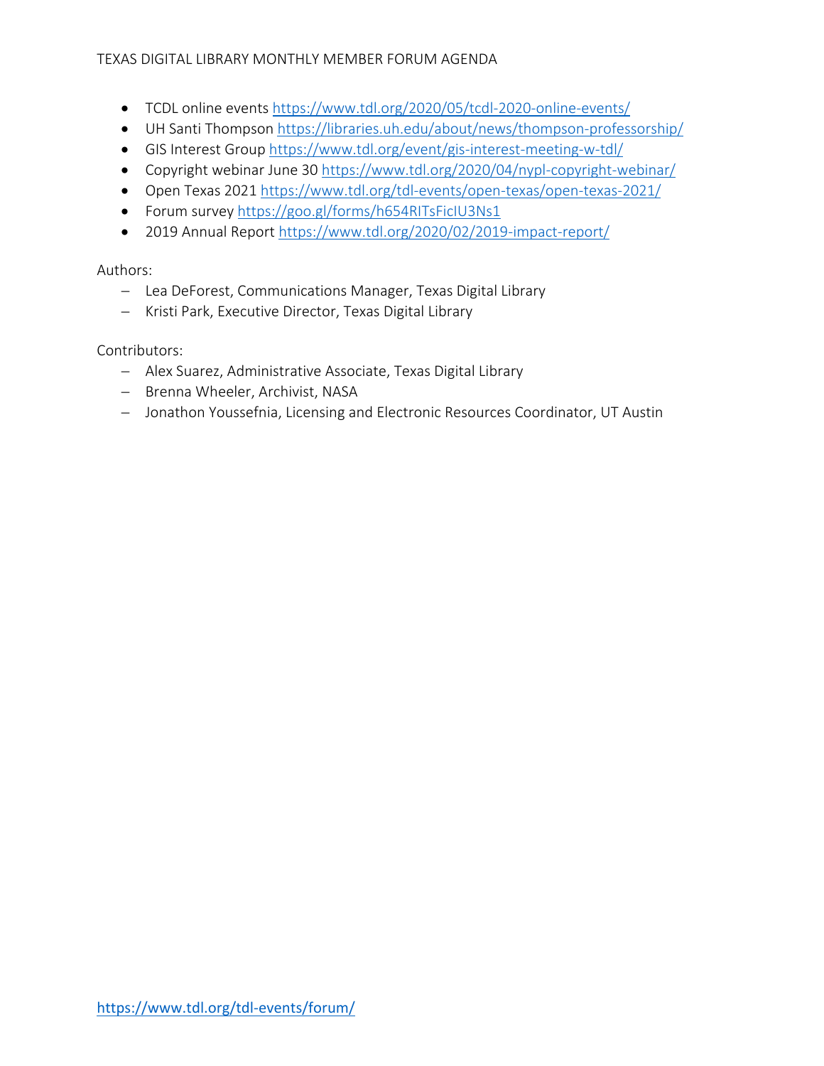- TCDL online events https://www.tdl.org/2020/05/tcdl-2020-online-events/
- UH Santi Thompson https://libraries.uh.edu/about/news/thompson-professorship/
- GIS Interest Group https://www.tdl.org/event/gis-interest-meeting-w-tdl/
- Copyright webinar June 30 https://www.tdl.org/2020/04/nypl-copyright-webinar/
- Open Texas 2021 https://www.tdl.org/tdl-events/open-texas/open-texas-2021/
- Forum survey https://goo.gl/forms/h654RITsFicIU3Ns1
- 2019 Annual Report https://www.tdl.org/2020/02/2019-impact-report/

Authors:

- Lea DeForest, Communications Manager, Texas Digital Library
- Kristi Park, Executive Director, Texas Digital Library

Contributors:

- Alex Suarez, Administrative Associate, Texas Digital Library
- Brenna Wheeler, Archivist, NASA
- Jonathon Youssefnia, Licensing and Electronic Resources Coordinator, UT Austin